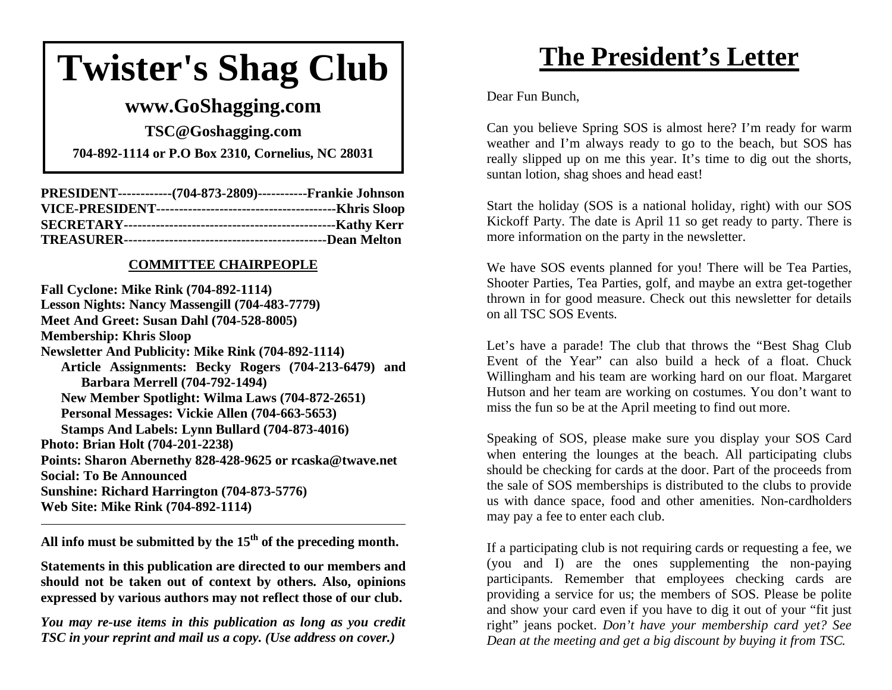# Twister's Shag Club

## www.GoShagging.com

**TSC@Goshagging.com**

**704-892-1114 or P.O Box 2310, Cornelius, NC 28031**

**PRESIDENT------------(704-873-2809)-----------Frankie Johnson**
**VICE-PRESIDENT----------------------------------------Khris Sloop**
**SECRETARY-----------------------------------------------Kathy Kerr**
**TREASURER---------------------------------------------Dean Melton**

**COMMITTEE CHAIRPEOPLE**

**Fall Cyclone: Mike Rink (704-892-1114)**
**Lesson Nights: Nancy Massengill (704-483-7779)**
**Meet And Greet: Susan Dahl (704-528-8005)**
**Membership: Khris Sloop**
**Newsletter And Publicity: Mike Rink (704-892-1114)**
- **Article Assignments: Becky Rogers (704-213-6479) and Barbara Merrell (704-792-1494)**
- **New Member Spotlight: Wilma Laws (704-872-2651)**
- **Personal Messages: Vickie Allen (704-663-5653)**
- **Stamps And Labels: Lynn Bullard (704-873-4016)**

**Photo: Brian Holt (704-201-2238)**
**Points: Sharon Abernethy 828-428-9625 or rcaska@twave.net**
**Social: To Be Announced**
**Sunshine: Richard Harrington (704-873-5776)**
**Web Site: Mike Rink (704-892-1114)**

---

**All info must be submitted by the 15th of the preceding month.**

**Statements in this publication are directed to our members and should not be taken out of context by others. Also, opinions expressed by various authors may not reflect those of our club.**

***You may re-use items in this publication as long as you credit TSC in your reprint and mail us a copy. (Use address on cover.)***

# The President's Letter

Dear Fun Bunch,

Can you believe Spring SOS is almost here? I'm ready for warm weather and I'm always ready to go to the beach, but SOS has really slipped up on me this year. It's time to dig out the shorts, suntan lotion, shag shoes and head east!

Start the holiday (SOS is a national holiday, right) with our SOS Kickoff Party. The date is April 11 so get ready to party. There is more information on the party in the newsletter.

We have SOS events planned for you! There will be Tea Parties, Shooter Parties, Tea Parties, golf, and maybe an extra get-together thrown in for good measure. Check out this newsletter for details on all TSC SOS Events.

Let's have a parade! The club that throws the "Best Shag Club Event of the Year" can also build a heck of a float. Chuck Willingham and his team are working hard on our float. Margaret Hutson and her team are working on costumes. You don't want to miss the fun so be at the April meeting to find out more.

Speaking of SOS, please make sure you display your SOS Card when entering the lounges at the beach. All participating clubs should be checking for cards at the door. Part of the proceeds from the sale of SOS memberships is distributed to the clubs to provide us with dance space, food and other amenities. Non-cardholders may pay a fee to enter each club.

If a participating club is not requiring cards or requesting a fee, we (you and I) are the ones supplementing the non-paying participants. Remember that employees checking cards are providing a service for us; the members of SOS. Please be polite and show your card even if you have to dig it out of your "fit just right" jeans pocket. *Don't have your membership card yet? See Dean at the meeting and get a big discount by buying it from TSC.*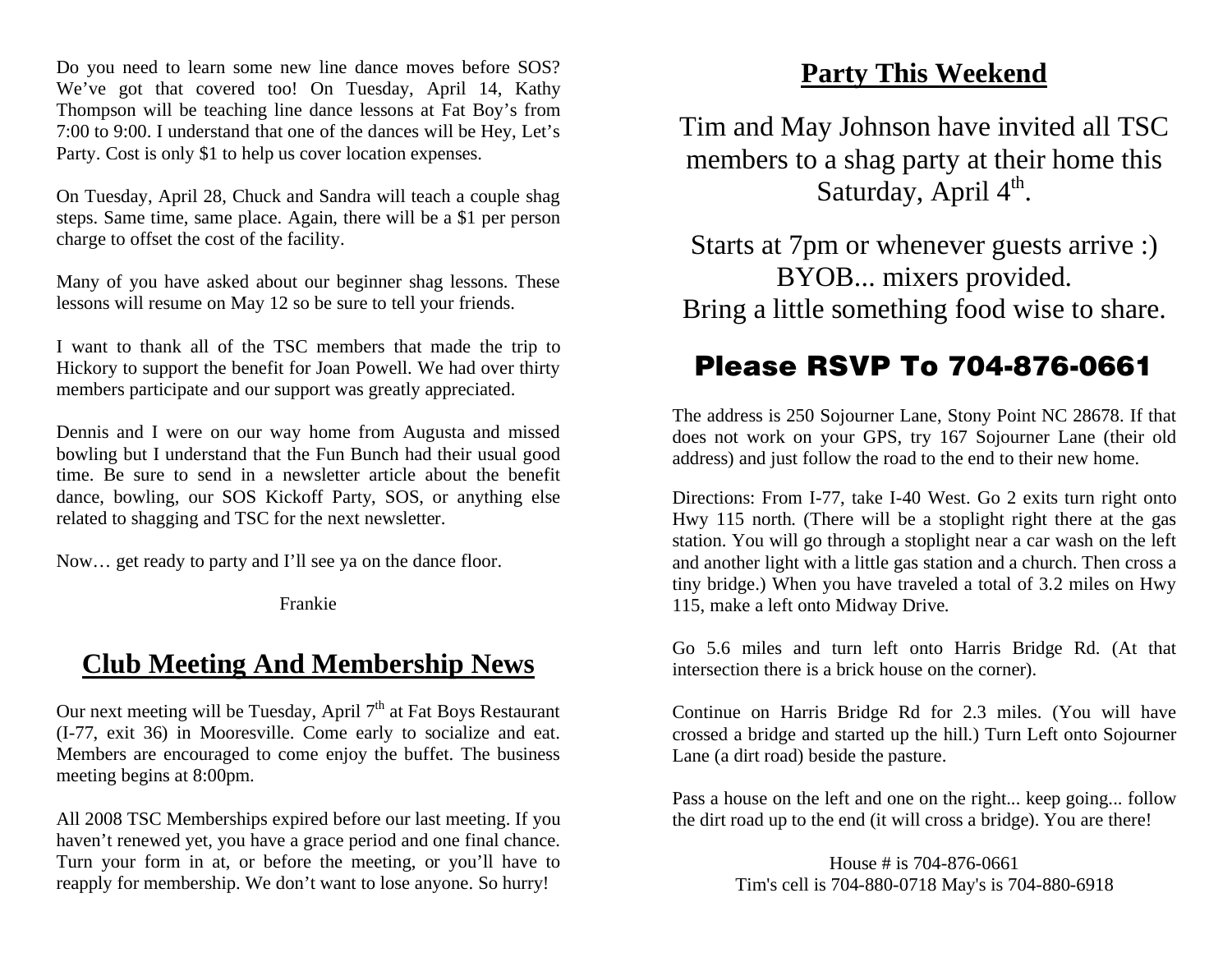Do you need to learn some new line dance moves before SOS? We've got that covered too! On Tuesday, April 14, Kathy Thompson will be teaching line dance lessons at Fat Boy's from 7:00 to 9:00. I understand that one of the dances will be Hey, Let's Party. Cost is only $1 to help us cover location expenses.

On Tuesday, April 28, Chuck and Sandra will teach a couple shag steps. Same time, same place. Again, there will be a $1 per person charge to offset the cost of the facility.

Many of you have asked about our beginner shag lessons. These lessons will resume on May 12 so be sure to tell your friends.

I want to thank all of the TSC members that made the trip to Hickory to support the benefit for Joan Powell. We had over thirty members participate and our support was greatly appreciated.

Dennis and I were on our way home from Augusta and missed bowling but I understand that the Fun Bunch had their usual good time. Be sure to send in a newsletter article about the benefit dance, bowling, our SOS Kickoff Party, SOS, or anything else related to shagging and TSC for the next newsletter.

Now… get ready to party and I'll see ya on the dance floor.

Frankie

## Club Meeting And Membership News

Our next meeting will be Tuesday, April 7th at Fat Boys Restaurant (I-77, exit 36) in Mooresville. Come early to socialize and eat. Members are encouraged to come enjoy the buffet. The business meeting begins at 8:00pm.

All 2008 TSC Memberships expired before our last meeting. If you haven't renewed yet, you have a grace period and one final chance. Turn your form in at, or before the meeting, or you'll have to reapply for membership. We don't want to lose anyone. So hurry!

## Party This Weekend

Tim and May Johnson have invited all TSC members to a shag party at their home this Saturday, April 4th.

Starts at 7pm or whenever guests arrive :)
BYOB... mixers provided.
Bring a little something food wise to share.

## Please RSVP To 704-876-0661

The address is 250 Sojourner Lane, Stony Point NC 28678. If that does not work on your GPS, try 167 Sojourner Lane (their old address) and just follow the road to the end to their new home.

Directions: From I-77, take I-40 West. Go 2 exits turn right onto Hwy 115 north. (There will be a stoplight right there at the gas station. You will go through a stoplight near a car wash on the left and another light with a little gas station and a church. Then cross a tiny bridge.) When you have traveled a total of 3.2 miles on Hwy 115, make a left onto Midway Drive.

Go 5.6 miles and turn left onto Harris Bridge Rd. (At that intersection there is a brick house on the corner).

Continue on Harris Bridge Rd for 2.3 miles. (You will have crossed a bridge and started up the hill.) Turn Left onto Sojourner Lane (a dirt road) beside the pasture.

Pass a house on the left and one on the right... keep going... follow the dirt road up to the end (it will cross a bridge). You are there!

House # is 704-876-0661
Tim's cell is 704-880-0718 May's is 704-880-6918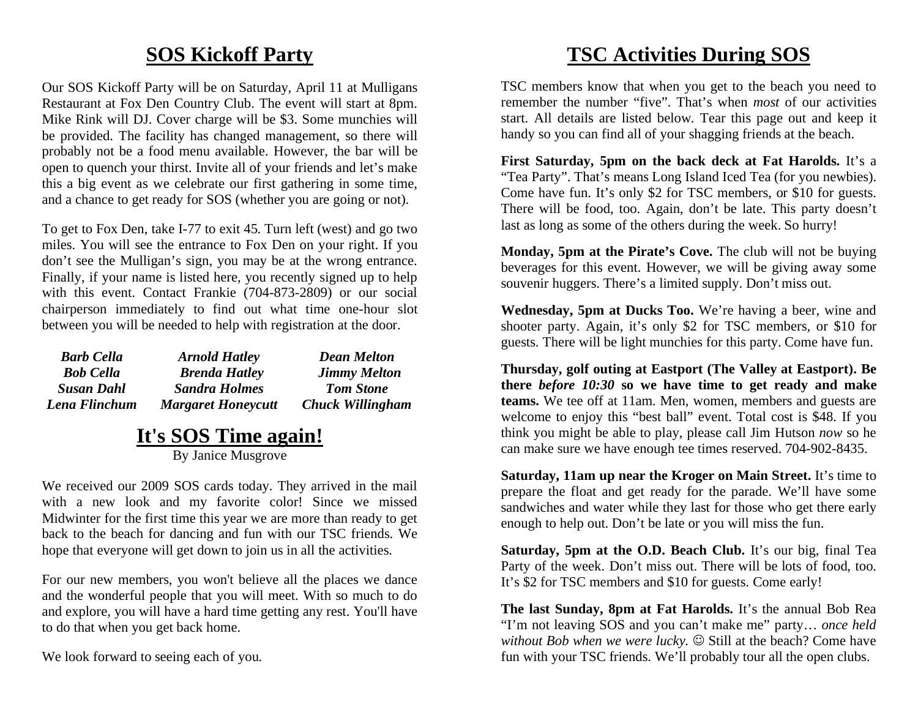## SOS Kickoff Party

Our SOS Kickoff Party will be on Saturday, April 11 at Mulligans Restaurant at Fox Den Country Club. The event will start at 8pm. Mike Rink will DJ. Cover charge will be $3. Some munchies will be provided. The facility has changed management, so there will probably not be a food menu available. However, the bar will be open to quench your thirst. Invite all of your friends and let's make this a big event as we celebrate our first gathering in some time, and a chance to get ready for SOS (whether you are going or not).

To get to Fox Den, take I-77 to exit 45. Turn left (west) and go two miles. You will see the entrance to Fox Den on your right. If you don't see the Mulligan's sign, you may be at the wrong entrance. Finally, if your name is listed here, you recently signed up to help with this event. Contact Frankie (704-873-2809) or our social chairperson immediately to find out what time one-hour slot between you will be needed to help with registration at the door.

| | | |
|---|---|---|
| ***Barb Cella*** | ***Arnold Hatley*** | ***Dean Melton*** |
| ***Bob Cella*** | ***Brenda Hatley*** | ***Jimmy Melton*** |
| ***Susan Dahl*** | ***Sandra Holmes*** | ***Tom Stone*** |
| ***Lena Flinchum*** | ***Margaret Honeycutt*** | ***Chuck Willingham*** |

## It's SOS Time again!

By Janice Musgrove

We received our 2009 SOS cards today. They arrived in the mail with a new look and my favorite color! Since we missed Midwinter for the first time this year we are more than ready to get back to the beach for dancing and fun with our TSC friends. We hope that everyone will get down to join us in all the activities.

For our new members, you won't believe all the places we dance and the wonderful people that you will meet. With so much to do and explore, you will have a hard time getting any rest. You'll have to do that when you get back home.

We look forward to seeing each of you.

## TSC Activities During SOS

TSC members know that when you get to the beach you need to remember the number "five". That's when *most* of our activities start. All details are listed below. Tear this page out and keep it handy so you can find all of your shagging friends at the beach.

**First Saturday, 5pm on the back deck at Fat Harolds.** It's a "Tea Party". That's means Long Island Iced Tea (for you newbies). Come have fun. It's only $2 for TSC members, or $10 for guests. There will be food, too. Again, don't be late. This party doesn't last as long as some of the others during the week. So hurry!

**Monday, 5pm at the Pirate's Cove.** The club will not be buying beverages for this event. However, we will be giving away some souvenir huggers. There's a limited supply. Don't miss out.

**Wednesday, 5pm at Ducks Too.** We're having a beer, wine and shooter party. Again, it's only $2 for TSC members, or $10 for guests. There will be light munchies for this party. Come have fun.

**Thursday, golf outing at Eastport (The Valley at Eastport). Be there *before 10:30* so we have time to get ready and make teams.** We tee off at 11am. Men, women, members and guests are welcome to enjoy this "best ball" event. Total cost is $48. If you think you might be able to play, please call Jim Hutson *now* so he can make sure we have enough tee times reserved. 704-902-8435.

**Saturday, 11am up near the Kroger on Main Street.** It's time to prepare the float and get ready for the parade. We'll have some sandwiches and water while they last for those who get there early enough to help out. Don't be late or you will miss the fun.

**Saturday, 5pm at the O.D. Beach Club.** It's our big, final Tea Party of the week. Don't miss out. There will be lots of food, too. It's $2 for TSC members and $10 for guests. Come early!

**The last Sunday, 8pm at Fat Harolds.** It's the annual Bob Rea "I'm not leaving SOS and you can't make me" party… *once held without Bob when we were lucky.* ☺ Still at the beach? Come have fun with your TSC friends. We'll probably tour all the open clubs.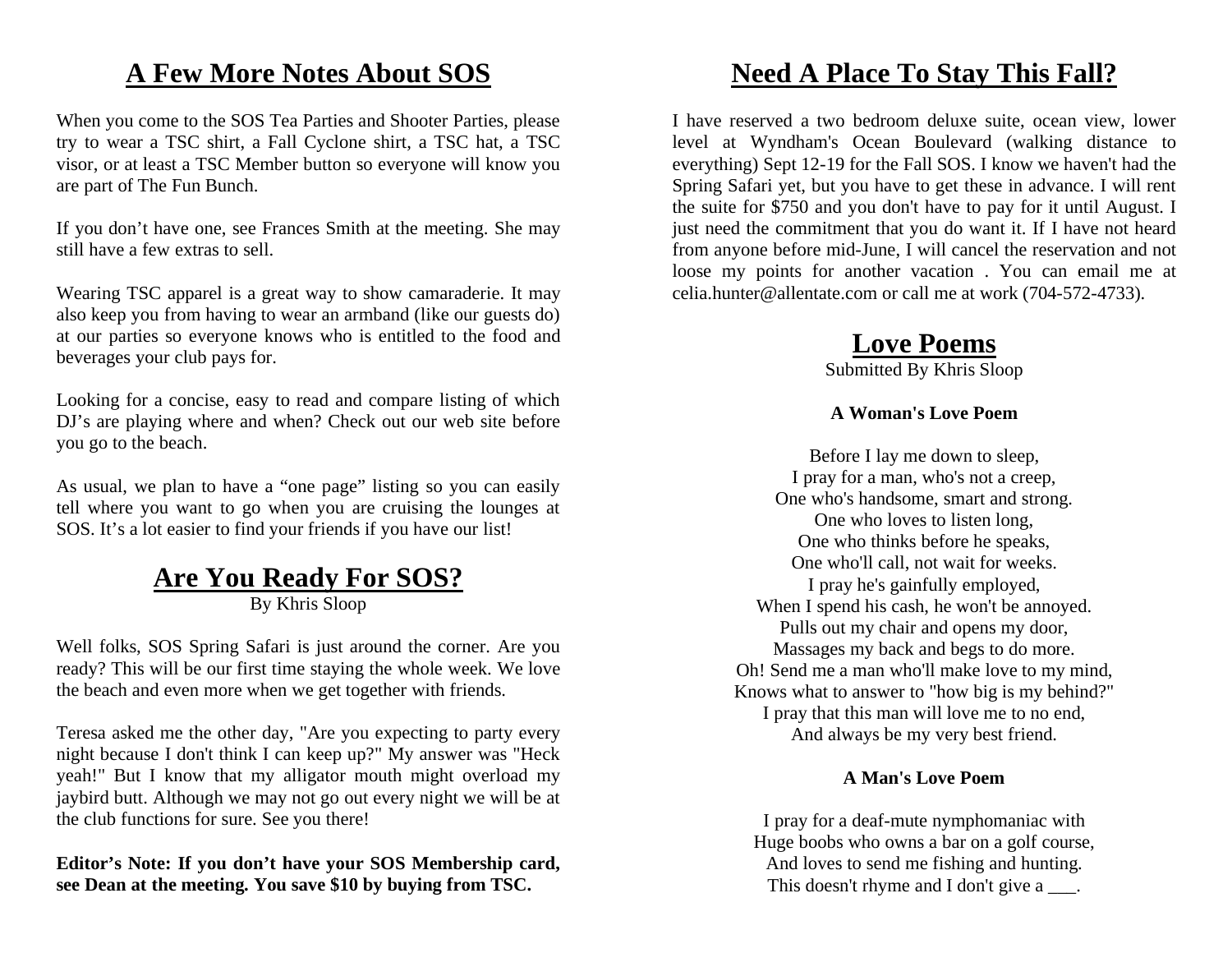## A Few More Notes About SOS

When you come to the SOS Tea Parties and Shooter Parties, please try to wear a TSC shirt, a Fall Cyclone shirt, a TSC hat, a TSC visor, or at least a TSC Member button so everyone will know you are part of The Fun Bunch.

If you don't have one, see Frances Smith at the meeting. She may still have a few extras to sell.

Wearing TSC apparel is a great way to show camaraderie. It may also keep you from having to wear an armband (like our guests do) at our parties so everyone knows who is entitled to the food and beverages your club pays for.

Looking for a concise, easy to read and compare listing of which DJ's are playing where and when? Check out our web site before you go to the beach.

As usual, we plan to have a "one page" listing so you can easily tell where you want to go when you are cruising the lounges at SOS. It's a lot easier to find your friends if you have our list!

## Are You Ready For SOS?

By Khris Sloop

Well folks, SOS Spring Safari is just around the corner. Are you ready? This will be our first time staying the whole week. We love the beach and even more when we get together with friends.

Teresa asked me the other day, "Are you expecting to party every night because I don't think I can keep up?" My answer was "Heck yeah!" But I know that my alligator mouth might overload my jaybird butt. Although we may not go out every night we will be at the club functions for sure. See you there!

**Editor's Note: If you don't have your SOS Membership card, see Dean at the meeting. You save $10 by buying from TSC.**

## Need A Place To Stay This Fall?

I have reserved a two bedroom deluxe suite, ocean view, lower level at Wyndham's Ocean Boulevard (walking distance to everything) Sept 12-19 for the Fall SOS. I know we haven't had the Spring Safari yet, but you have to get these in advance. I will rent the suite for $750 and you don't have to pay for it until August. I just need the commitment that you do want it. If I have not heard from anyone before mid-June, I will cancel the reservation and not loose my points for another vacation . You can email me at celia.hunter@allentate.com or call me at work (704-572-4733).

## Love Poems

Submitted By Khris Sloop

**A Woman's Love Poem**

Before I lay me down to sleep,
I pray for a man, who's not a creep,
One who's handsome, smart and strong.
One who loves to listen long,
One who thinks before he speaks,
One who'll call, not wait for weeks.
I pray he's gainfully employed,
When I spend his cash, he won't be annoyed.
Pulls out my chair and opens my door,
Massages my back and begs to do more.
Oh! Send me a man who'll make love to my mind,
Knows what to answer to "how big is my behind?"
I pray that this man will love me to no end,
And always be my very best friend.

**A Man's Love Poem**

I pray for a deaf-mute nymphomaniac with
Huge boobs who owns a bar on a golf course,
And loves to send me fishing and hunting.
This doesn't rhyme and I don't give a ___.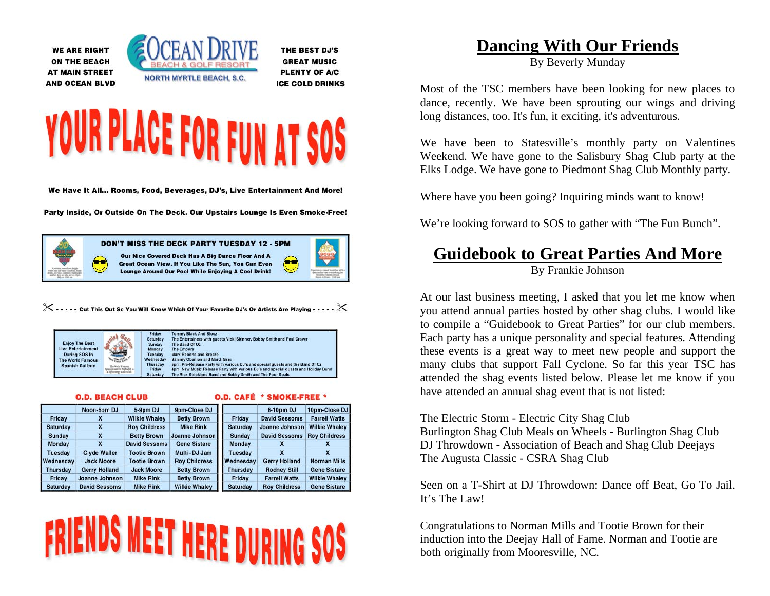WE ARE RIGHT ON THE BEACH AT MAIN STREET AND OCEAN BLVD

OCEAN DRIVE BEACH & GOLF RESORT
NORTH MYRTLE BEACH, S.C.

THE BEST DJ'S
GREAT MUSIC
PLENTY OF A/C
ICE COLD DRINKS

# YOUR PLACE FOR FUN AT SOS

**We Have It All... Rooms, Food, Beverages, DJ's, Live Entertainment And More!**

**Party Inside, Or Outside On The Deck. Our Upstairs Lounge Is Even Smoke-Free!**

**DON'T MISS THE DECK PARTY TUESDAY 12 - 5PM**

**Our Nice Covered Deck Has A Big Dance Floor And A Great Ocean View. If You Like The Sun, You Can Even Lounge Around Our Pool While Enjoying A Cool Drink!**

- - - - - Cut This Out So You Will Know Which Of Your Favorite DJ's Or Artists Are Playing - - - - -

Enjoy The Best Live Entertainment During SOS In The World Famous Spanish Galleon

| | |
|---|---|
| Friday | Tommy Black And Bloez |
| Saturday | The Entertainers with guests Vicki Skinner, Bobby Smith and Paul Craver |
| Sunday | The Band Of Oz |
| Monday | The Embers |
| Tuesday | Mark Roberts and Breeze |
| Wednesday | Sammy Obanion and Mardi Gras |
| Thursday | 5pm. Pre-Release Party with various DJ's and special guests and the Band Of Oz |
| Friday | 4pm. New Music Release Party with various DJ's and special guests and Holiday Band |
| Saturday | The Rick Strickland Band and Bobby Smith and The Poor Souls |

**O.D. BEACH CLUB**

| | Noon-5pm DJ | 5-9pm DJ | 9pm-Close DJ |
|---|---|---|---|
| Friday | X | Wilkie Whaley | Betty Brown |
| Saturday | X | Roy Childress | Mike Rink |
| Sunday | X | Betty Brown | Joanne Johnson |
| Monday | X | David Sessoms | Gene Sistare |
| Tuesday | Clyde Waller | Tootie Brown | Multi - DJ Jam |
| Wednesday | Jack Moore | Tootie Brown | Roy Childress |
| Thursday | Gerry Holland | Jack Moore | Betty Brown |
| Friday | Joanne Johnson | Mike Rink | Betty Brown |
| Saturday | David Sessoms | Mike Rink | Wilkie Whaley |

**O.D. CAFÉ * SMOKE-FREE ***

| | 6-10pm DJ | 10pm-Close DJ |
|---|---|---|
| Friday | David Sessoms | Farrell Watts |
| Saturday | Joanne Johnson | Wilkie Whaley |
| Sunday | David Sessoms | Roy Childress |
| Monday | X | X |
| Tuesday | X | X |
| Wednesday | Gerry Holland | Norman Mills |
| Thursday | Rodney Still | Gene Sistare |
| Friday | Farrell Watts | Wilkie Whaley |
| Saturday | Roy Childress | Gene Sistare |

# FRIENDS MEET HERE DURING SOS

## Dancing With Our Friends

By Beverly Munday

Most of the TSC members have been looking for new places to dance, recently. We have been sprouting our wings and driving long distances, too. It's fun, it exciting, it's adventurous.

We have been to Statesville's monthly party on Valentines Weekend. We have gone to the Salisbury Shag Club party at the Elks Lodge. We have gone to Piedmont Shag Club Monthly party.

Where have you been going? Inquiring minds want to know!

We're looking forward to SOS to gather with "The Fun Bunch".

## Guidebook to Great Parties And More

By Frankie Johnson

At our last business meeting, I asked that you let me know when you attend annual parties hosted by other shag clubs. I would like to compile a "Guidebook to Great Parties" for our club members. Each party has a unique personality and special features. Attending these events is a great way to meet new people and support the many clubs that support Fall Cyclone. So far this year TSC has attended the shag events listed below. Please let me know if you have attended an annual shag event that is not listed:

The Electric Storm - Electric City Shag Club
Burlington Shag Club Meals on Wheels - Burlington Shag Club
DJ Throwdown - Association of Beach and Shag Club Deejays
The Augusta Classic - CSRA Shag Club

Seen on a T-Shirt at DJ Throwdown: Dance off Beat, Go To Jail. It's The Law!

Congratulations to Norman Mills and Tootie Brown for their induction into the Deejay Hall of Fame. Norman and Tootie are both originally from Mooresville, NC.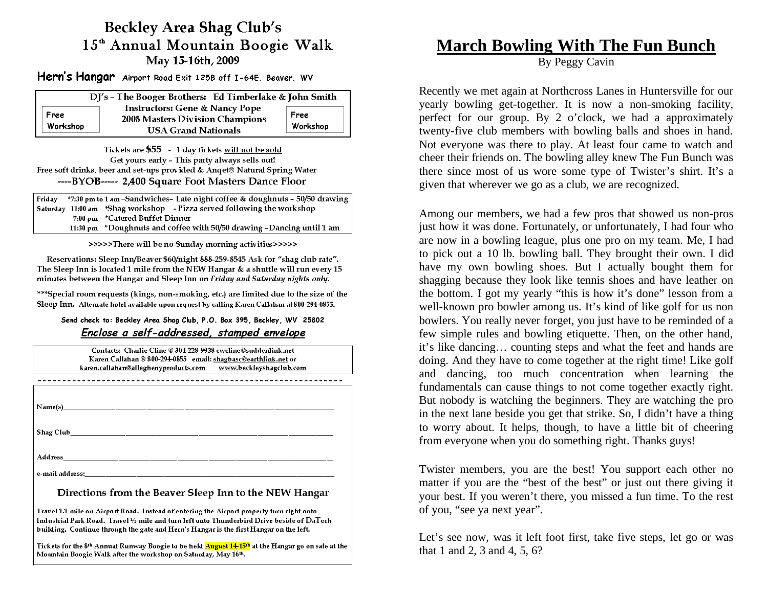# Beckley Area Shag Club's

## 15th Annual Mountain Boogie Walk

### May 15-16th, 2009

**Hern's Hangar** Airport Road Exit 125B off I-64E, Beaver, WV

| | | |
|---|---|---|
| Free Workshop | DJ's – The Booger Brothers: Ed Timberlake & John Smith<br>Instructors: Gene & Nancy Pope<br>2008 Masters Division Champions<br>USA Grand Nationals | Free Workshop |

Tickets are **$55** - 1 day tickets will not be sold

Get yours early – This party always sells out!

Free soft drinks, beer and set-ups provided & Anqet® Natural Spring Water

**----BYOB----- 2,400 Square Foot Masters Dance Floor**

| | | |
|---|---|---|
| Friday | *7:30 pm to 1 am | –Sandwiches– Late night coffee & doughnuts – 50/50 drawing |
| Saturday | 11:00 am | *Shag workshop - Pizza served following the workshop |
| | 7:00 pm | *Catered Buffet Dinner |
| | 11:30 pm | *Doughnuts and coffee with 50/50 drawing –Dancing until 1 am |

>>>>>There will be no Sunday morning activities>>>>>

Reservations: Sleep Inn/Beaver $60/night 888-259-8545 Ask for "shag club rate". The Sleep Inn is located 1 mile from the NEW Hangar & a shuttle will run every 15 minutes between the Hangar and Sleep Inn on *Friday and Saturday nights only*.

***Special room requests (kings, non-smoking, etc.) are limited due to the size of the Sleep Inn. Alternate hotel available upon request by calling Karen Callahan at 800-294-0855.

Send check to: Beckley Area Shag Club, P.O. Box 395, Beckley, WV 25802

*Enclose a self-addressed, stamped envelope*

Contacts: Charlie Cline @ 304-228-9938 cwcline@suddenlink.net
Karen Callahan @ 800-294-0855 email: shagbasc@earthlink.net or
karen.callahan@alleghenyproducts.com www.beckleyshagclub.com

Name(s)______________________________

Shag Club______________________________

Address______________________________

e-mail address:______________________________

### Directions from the Beaver Sleep Inn to the NEW Hangar

Travel 1.1 mile on Airport Road. Instead of entering the Airport property turn right onto Industrial Park Road. Travel ½ mile and turn left onto Thunderbird Drive beside of DaTech building. Continue through the gate and Hern's Hangar is the first Hangar on the left.

Tickets for the 8th Annual Runway Boogie to be held **August 14-15th** at the Hangar go on sale at the Mountain Boogie Walk after the workshop on Saturday, May 16th.

# March Bowling With The Fun Bunch

By Peggy Cavin

Recently we met again at Northcross Lanes in Huntersville for our yearly bowling get-together. It is now a non-smoking facility, perfect for our group. By 2 o'clock, we had a approximately twenty-five club members with bowling balls and shoes in hand. Not everyone was there to play. At least four came to watch and cheer their friends on. The bowling alley knew The Fun Bunch was there since most of us wore some type of Twister's shirt. It's a given that wherever we go as a club, we are recognized.

Among our members, we had a few pros that showed us non-pros just how it was done. Fortunately, or unfortunately, I had four who are now in a bowling league, plus one pro on my team. Me, I had to pick out a 10 lb. bowling ball. They brought their own. I did have my own bowling shoes. But I actually bought them for shagging because they look like tennis shoes and have leather on the bottom. I got my yearly "this is how it's done" lesson from a well-known pro bowler among us. It's kind of like golf for us non bowlers. You really never forget, you just have to be reminded of a few simple rules and bowling etiquette. Then, on the other hand, it's like dancing… counting steps and what the feet and hands are doing. And they have to come together at the right time! Like golf and dancing, too much concentration when learning the fundamentals can cause things to not come together exactly right. But nobody is watching the beginners. They are watching the pro in the next lane beside you get that strike. So, I didn't have a thing to worry about. It helps, though, to have a little bit of cheering from everyone when you do something right. Thanks guys!

Twister members, you are the best! You support each other no matter if you are the "best of the best" or just out there giving it your best. If you weren't there, you missed a fun time. To the rest of you, "see ya next year".

Let's see now, was it left foot first, take five steps, let go or was that 1 and 2, 3 and 4, 5, 6?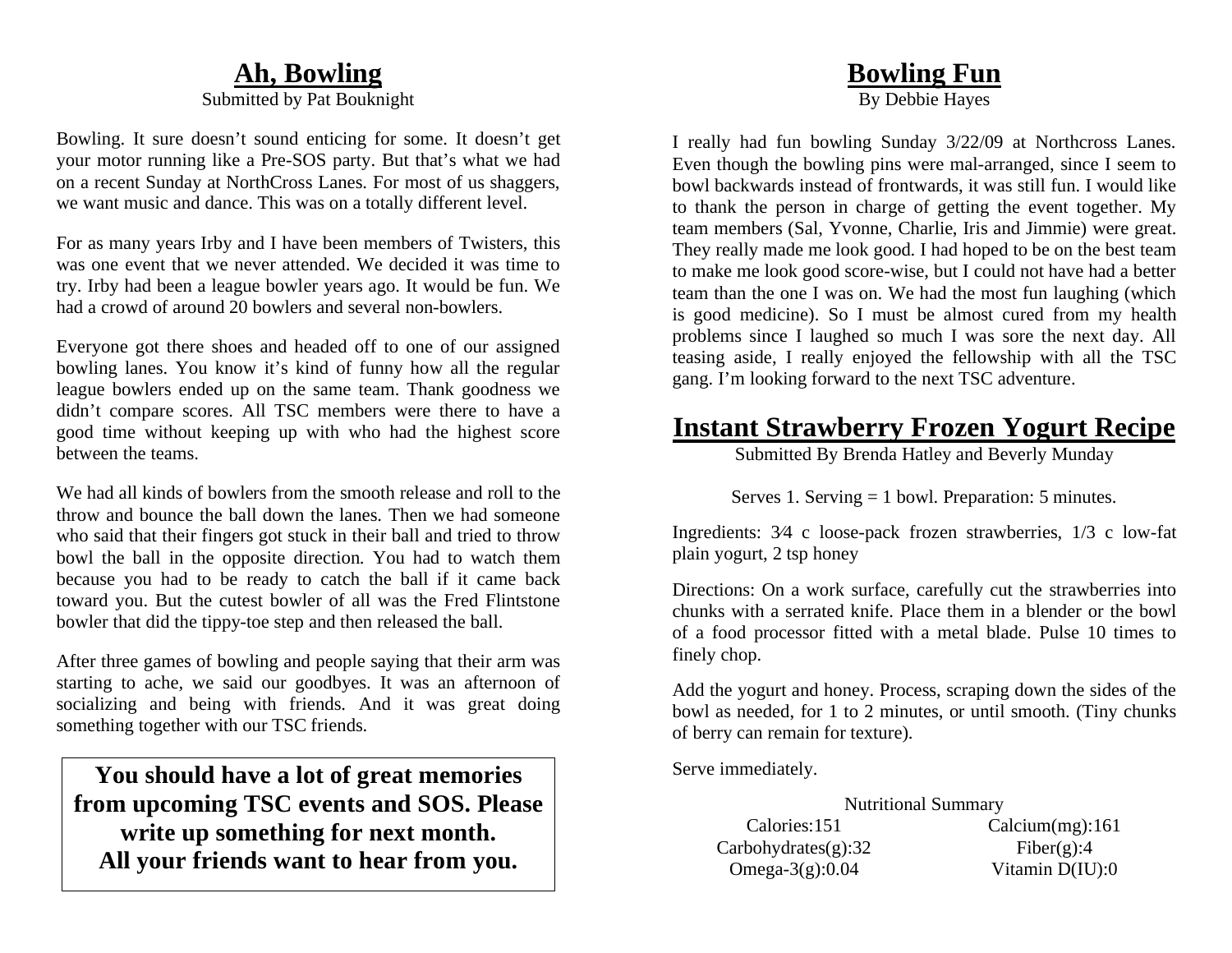# Ah, Bowling

Submitted by Pat Bouknight

Bowling. It sure doesn't sound enticing for some. It doesn't get your motor running like a Pre-SOS party. But that's what we had on a recent Sunday at NorthCross Lanes. For most of us shaggers, we want music and dance. This was on a totally different level.

For as many years Irby and I have been members of Twisters, this was one event that we never attended. We decided it was time to try. Irby had been a league bowler years ago. It would be fun. We had a crowd of around 20 bowlers and several non-bowlers.

Everyone got there shoes and headed off to one of our assigned bowling lanes. You know it's kind of funny how all the regular league bowlers ended up on the same team. Thank goodness we didn't compare scores. All TSC members were there to have a good time without keeping up with who had the highest score between the teams.

We had all kinds of bowlers from the smooth release and roll to the throw and bounce the ball down the lanes. Then we had someone who said that their fingers got stuck in their ball and tried to throw bowl the ball in the opposite direction. You had to watch them because you had to be ready to catch the ball if it came back toward you. But the cutest bowler of all was the Fred Flintstone bowler that did the tippy-toe step and then released the ball.

After three games of bowling and people saying that their arm was starting to ache, we said our goodbyes. It was an afternoon of socializing and being with friends. And it was great doing something together with our TSC friends.

**You should have a lot of great memories from upcoming TSC events and SOS. Please write up something for next month. All your friends want to hear from you.**

# Bowling Fun

By Debbie Hayes

I really had fun bowling Sunday 3/22/09 at Northcross Lanes. Even though the bowling pins were mal-arranged, since I seem to bowl backwards instead of frontwards, it was still fun. I would like to thank the person in charge of getting the event together. My team members (Sal, Yvonne, Charlie, Iris and Jimmie) were great. They really made me look good. I had hoped to be on the best team to make me look good score-wise, but I could not have had a better team than the one I was on. We had the most fun laughing (which is good medicine). So I must be almost cured from my health problems since I laughed so much I was sore the next day. All teasing aside, I really enjoyed the fellowship with all the TSC gang. I'm looking forward to the next TSC adventure.

# Instant Strawberry Frozen Yogurt Recipe

Submitted By Brenda Hatley and Beverly Munday

Serves 1. Serving = 1 bowl. Preparation: 5 minutes.

Ingredients: 3⁄4 c loose-pack frozen strawberries, 1/3 c low-fat plain yogurt, 2 tsp honey

Directions: On a work surface, carefully cut the strawberries into chunks with a serrated knife. Place them in a blender or the bowl of a food processor fitted with a metal blade. Pulse 10 times to finely chop.

Add the yogurt and honey. Process, scraping down the sides of the bowl as needed, for 1 to 2 minutes, or until smooth. (Tiny chunks of berry can remain for texture).

Serve immediately.

Nutritional Summary

| | |
|---|---|
| Calories:151 | Calcium(mg):161 |
| Carbohydrates(g):32 | Fiber(g):4 |
| Omega-3(g):0.04 | Vitamin D(IU):0 |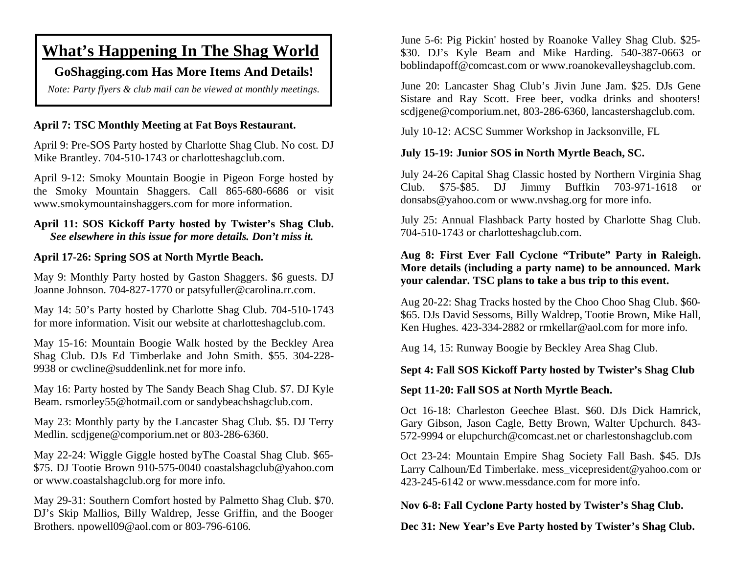# What's Happening In The Shag World

**GoShagging.com Has More Items And Details!**

*Note: Party flyers & club mail can be viewed at monthly meetings.*

**April 7: TSC Monthly Meeting at Fat Boys Restaurant.**

April 9: Pre-SOS Party hosted by Charlotte Shag Club. No cost. DJ Mike Brantley. 704-510-1743 or charlotteshagclub.com.

April 9-12: Smoky Mountain Boogie in Pigeon Forge hosted by the Smoky Mountain Shaggers. Call 865-680-6686 or visit www.smokymountainshaggers.com for more information.

**April 11: SOS Kickoff Party hosted by Twister's Shag Club.** ***See elsewhere in this issue for more details. Don't miss it.***

**April 17-26: Spring SOS at North Myrtle Beach.**

May 9: Monthly Party hosted by Gaston Shaggers. $6 guests. DJ Joanne Johnson. 704-827-1770 or patsyfuller@carolina.rr.com.

May 14: 50's Party hosted by Charlotte Shag Club. 704-510-1743 for more information. Visit our website at charlotteshagclub.com.

May 15-16: Mountain Boogie Walk hosted by the Beckley Area Shag Club. DJs Ed Timberlake and John Smith. $55. 304-228-9938 or cwcline@suddenlink.net for more info.

May 16: Party hosted by The Sandy Beach Shag Club. $7. DJ Kyle Beam. rsmorley55@hotmail.com or sandybeachshagclub.com.

May 23: Monthly party by the Lancaster Shag Club. $5. DJ Terry Medlin. scdjgene@comporium.net or 803-286-6360.

May 22-24: Wiggle Giggle hosted byThe Coastal Shag Club. $65-$75. DJ Tootie Brown 910-575-0040 coastalshagclub@yahoo.com or www.coastalshagclub.org for more info.

May 29-31: Southern Comfort hosted by Palmetto Shag Club. $70. DJ's Skip Mallios, Billy Waldrep, Jesse Griffin, and the Booger Brothers. npowell09@aol.com or 803-796-6106.

June 5-6: Pig Pickin' hosted by Roanoke Valley Shag Club. $25-$30. DJ's Kyle Beam and Mike Harding. 540-387-0663 or boblindapoff@comcast.com or www.roanokevalleyshagclub.com.

June 20: Lancaster Shag Club's Jivin June Jam. $25. DJs Gene Sistare and Ray Scott. Free beer, vodka drinks and shooters! scdjgene@comporium.net, 803-286-6360, lancastershagclub.com.

July 10-12: ACSC Summer Workshop in Jacksonville, FL

**July 15-19: Junior SOS in North Myrtle Beach, SC.**

July 24-26 Capital Shag Classic hosted by Northern Virginia Shag Club. $75-$85. DJ Jimmy Buffkin 703-971-1618 or donsabs@yahoo.com or www.nvshag.org for more info.

July 25: Annual Flashback Party hosted by Charlotte Shag Club. 704-510-1743 or charlotteshagclub.com.

**Aug 8: First Ever Fall Cyclone "Tribute" Party in Raleigh. More details (including a party name) to be announced. Mark your calendar. TSC plans to take a bus trip to this event.**

Aug 20-22: Shag Tracks hosted by the Choo Choo Shag Club. $60-$65. DJs David Sessoms, Billy Waldrep, Tootie Brown, Mike Hall, Ken Hughes. 423-334-2882 or rmkellar@aol.com for more info.

Aug 14, 15: Runway Boogie by Beckley Area Shag Club.

**Sept 4: Fall SOS Kickoff Party hosted by Twister's Shag Club**

**Sept 11-20: Fall SOS at North Myrtle Beach.**

Oct 16-18: Charleston Geechee Blast. $60. DJs Dick Hamrick, Gary Gibson, Jason Cagle, Betty Brown, Walter Upchurch. 843-572-9994 or elupchurch@comcast.net or charlestonshagclub.com

Oct 23-24: Mountain Empire Shag Society Fall Bash. $45. DJs Larry Calhoun/Ed Timberlake. mess_vicepresident@yahoo.com or 423-245-6142 or www.messdance.com for more info.

**Nov 6-8: Fall Cyclone Party hosted by Twister's Shag Club.**

**Dec 31: New Year's Eve Party hosted by Twister's Shag Club.**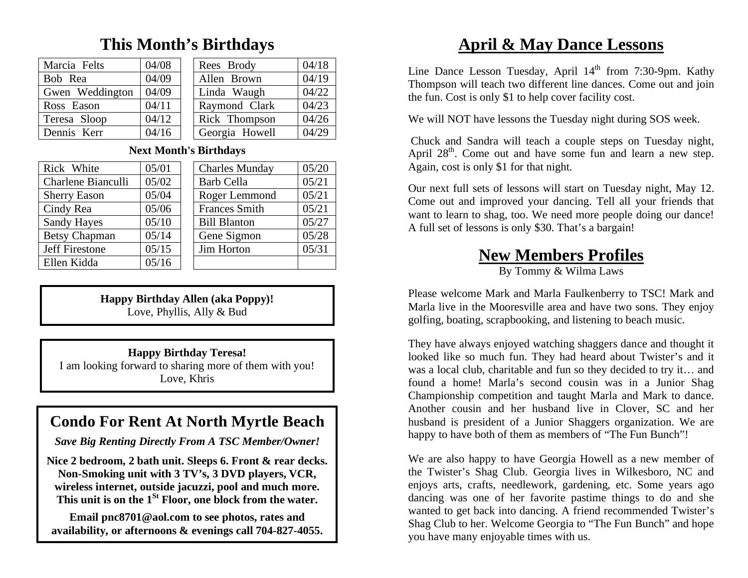# This Month's Birthdays

| | | | |
|---|---|---|---|
| Marcia Felts | 04/08 | Rees Brody | 04/18 |
| Bob Rea | 04/09 | Allen Brown | 04/19 |
| Gwen Weddington | 04/09 | Linda Waugh | 04/22 |
| Ross Eason | 04/11 | Raymond Clark | 04/23 |
| Teresa Sloop | 04/12 | Rick Thompson | 04/26 |
| Dennis Kerr | 04/16 | Georgia Howell | 04/29 |

**Next Month's Birthdays**

| | | | |
|---|---|---|---|
| Rick White | 05/01 | Charles Munday | 05/20 |
| Charlene Bianculli | 05/02 | Barb Cella | 05/21 |
| Sherry Eason | 05/04 | Roger Lemmond | 05/21 |
| Cindy Rea | 05/06 | Frances Smith | 05/21 |
| Sandy Hayes | 05/10 | Bill Blanton | 05/27 |
| Betsy Chapman | 05/14 | Gene Sigmon | 05/28 |
| Jeff Firestone | 05/15 | Jim Horton | 05/31 |
| Ellen Kidda | 05/16 | | |

**Happy Birthday Allen (aka Poppy)!**
Love, Phyllis, Ally & Bud

**Happy Birthday Teresa!**
I am looking forward to sharing more of them with you!
Love, Khris

## Condo For Rent At North Myrtle Beach

***Save Big Renting Directly From A TSC Member/Owner!***

**Nice 2 bedroom, 2 bath unit. Sleeps 6. Front & rear decks. Non-Smoking unit with 3 TV's, 3 DVD players, VCR, wireless internet, outside jacuzzi, pool and much more. This unit is on the 1St Floor, one block from the water.**

**Email pnc8701@aol.com to see photos, rates and availability, or afternoons & evenings call 704-827-4055.**

# April & May Dance Lessons

Line Dance Lesson Tuesday, April 14th from 7:30-9pm. Kathy Thompson will teach two different line dances. Come out and join the fun. Cost is only $1 to help cover facility cost.

We will NOT have lessons the Tuesday night during SOS week.

Chuck and Sandra will teach a couple steps on Tuesday night, April 28th. Come out and have some fun and learn a new step. Again, cost is only $1 for that night.

Our next full sets of lessons will start on Tuesday night, May 12. Come out and improved your dancing. Tell all your friends that want to learn to shag, too. We need more people doing our dance! A full set of lessons is only $30. That's a bargain!

# New Members Profiles

By Tommy & Wilma Laws

Please welcome Mark and Marla Faulkenberry to TSC! Mark and Marla live in the Mooresville area and have two sons. They enjoy golfing, boating, scrapbooking, and listening to beach music.

They have always enjoyed watching shaggers dance and thought it looked like so much fun. They had heard about Twister's and it was a local club, charitable and fun so they decided to try it… and found a home! Marla's second cousin was in a Junior Shag Championship competition and taught Marla and Mark to dance. Another cousin and her husband live in Clover, SC and her husband is president of a Junior Shaggers organization. We are happy to have both of them as members of "The Fun Bunch"!

We are also happy to have Georgia Howell as a new member of the Twister's Shag Club. Georgia lives in Wilkesboro, NC and enjoys arts, crafts, needlework, gardening, etc. Some years ago dancing was one of her favorite pastime things to do and she wanted to get back into dancing. A friend recommended Twister's Shag Club to her. Welcome Georgia to "The Fun Bunch" and hope you have many enjoyable times with us.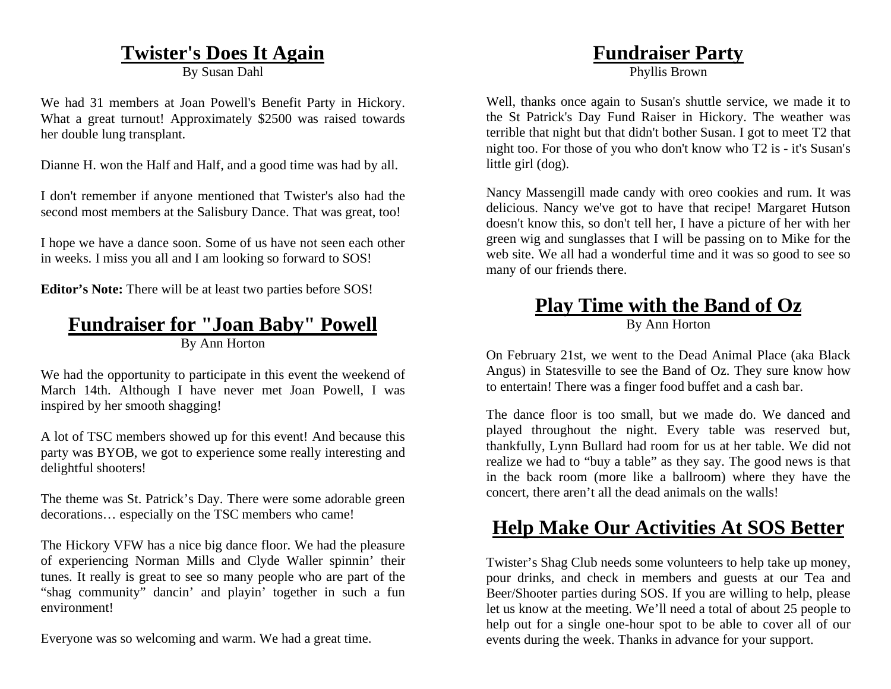## Twister's Does It Again

By Susan Dahl

We had 31 members at Joan Powell's Benefit Party in Hickory. What a great turnout! Approximately $2500 was raised towards her double lung transplant.

Dianne H. won the Half and Half, and a good time was had by all.

I don't remember if anyone mentioned that Twister's also had the second most members at the Salisbury Dance. That was great, too!

I hope we have a dance soon. Some of us have not seen each other in weeks. I miss you all and I am looking so forward to SOS!

**Editor's Note:** There will be at least two parties before SOS!

## Fundraiser for "Joan Baby" Powell

By Ann Horton

We had the opportunity to participate in this event the weekend of March 14th. Although I have never met Joan Powell, I was inspired by her smooth shagging!

A lot of TSC members showed up for this event! And because this party was BYOB, we got to experience some really interesting and delightful shooters!

The theme was St. Patrick's Day. There were some adorable green decorations… especially on the TSC members who came!

The Hickory VFW has a nice big dance floor. We had the pleasure of experiencing Norman Mills and Clyde Waller spinnin' their tunes. It really is great to see so many people who are part of the "shag community" dancin' and playin' together in such a fun environment!

Everyone was so welcoming and warm. We had a great time.

## Fundraiser Party

Phyllis Brown

Well, thanks once again to Susan's shuttle service, we made it to the St Patrick's Day Fund Raiser in Hickory. The weather was terrible that night but that didn't bother Susan. I got to meet T2 that night too. For those of you who don't know who T2 is - it's Susan's little girl (dog).

Nancy Massengill made candy with oreo cookies and rum. It was delicious. Nancy we've got to have that recipe! Margaret Hutson doesn't know this, so don't tell her, I have a picture of her with her green wig and sunglasses that I will be passing on to Mike for the web site. We all had a wonderful time and it was so good to see so many of our friends there.

## Play Time with the Band of Oz

By Ann Horton

On February 21st, we went to the Dead Animal Place (aka Black Angus) in Statesville to see the Band of Oz. They sure know how to entertain! There was a finger food buffet and a cash bar.

The dance floor is too small, but we made do. We danced and played throughout the night. Every table was reserved but, thankfully, Lynn Bullard had room for us at her table. We did not realize we had to "buy a table" as they say. The good news is that in the back room (more like a ballroom) where they have the concert, there aren't all the dead animals on the walls!

## Help Make Our Activities At SOS Better

Twister's Shag Club needs some volunteers to help take up money, pour drinks, and check in members and guests at our Tea and Beer/Shooter parties during SOS. If you are willing to help, please let us know at the meeting. We'll need a total of about 25 people to help out for a single one-hour spot to be able to cover all of our events during the week. Thanks in advance for your support.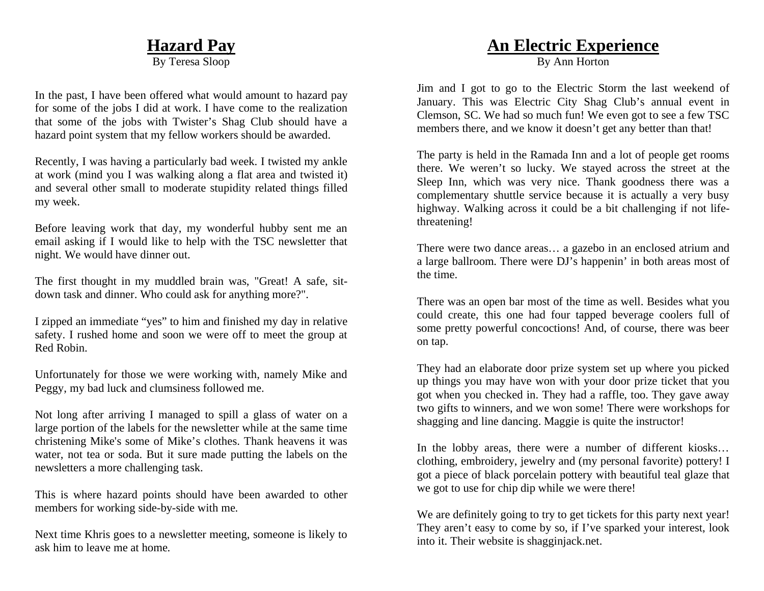## Hazard Pay

By Teresa Sloop

In the past, I have been offered what would amount to hazard pay for some of the jobs I did at work. I have come to the realization that some of the jobs with Twister's Shag Club should have a hazard point system that my fellow workers should be awarded.

Recently, I was having a particularly bad week. I twisted my ankle at work (mind you I was walking along a flat area and twisted it) and several other small to moderate stupidity related things filled my week.

Before leaving work that day, my wonderful hubby sent me an email asking if I would like to help with the TSC newsletter that night. We would have dinner out.

The first thought in my muddled brain was, "Great! A safe, sit-down task and dinner. Who could ask for anything more?".

I zipped an immediate "yes" to him and finished my day in relative safety. I rushed home and soon we were off to meet the group at Red Robin.

Unfortunately for those we were working with, namely Mike and Peggy, my bad luck and clumsiness followed me.

Not long after arriving I managed to spill a glass of water on a large portion of the labels for the newsletter while at the same time christening Mike's some of Mike's clothes. Thank heavens it was water, not tea or soda. But it sure made putting the labels on the newsletters a more challenging task.

This is where hazard points should have been awarded to other members for working side-by-side with me.

Next time Khris goes to a newsletter meeting, someone is likely to ask him to leave me at home.

## An Electric Experience

By Ann Horton

Jim and I got to go to the Electric Storm the last weekend of January. This was Electric City Shag Club's annual event in Clemson, SC. We had so much fun! We even got to see a few TSC members there, and we know it doesn't get any better than that!

The party is held in the Ramada Inn and a lot of people get rooms there. We weren't so lucky. We stayed across the street at the Sleep Inn, which was very nice. Thank goodness there was a complementary shuttle service because it is actually a very busy highway. Walking across it could be a bit challenging if not life-threatening!

There were two dance areas… a gazebo in an enclosed atrium and a large ballroom. There were DJ's happenin' in both areas most of the time.

There was an open bar most of the time as well. Besides what you could create, this one had four tapped beverage coolers full of some pretty powerful concoctions! And, of course, there was beer on tap.

They had an elaborate door prize system set up where you picked up things you may have won with your door prize ticket that you got when you checked in. They had a raffle, too. They gave away two gifts to winners, and we won some! There were workshops for shagging and line dancing. Maggie is quite the instructor!

In the lobby areas, there were a number of different kiosks… clothing, embroidery, jewelry and (my personal favorite) pottery! I got a piece of black porcelain pottery with beautiful teal glaze that we got to use for chip dip while we were there!

We are definitely going to try to get tickets for this party next year! They aren't easy to come by so, if I've sparked your interest, look into it. Their website is shagginjack.net.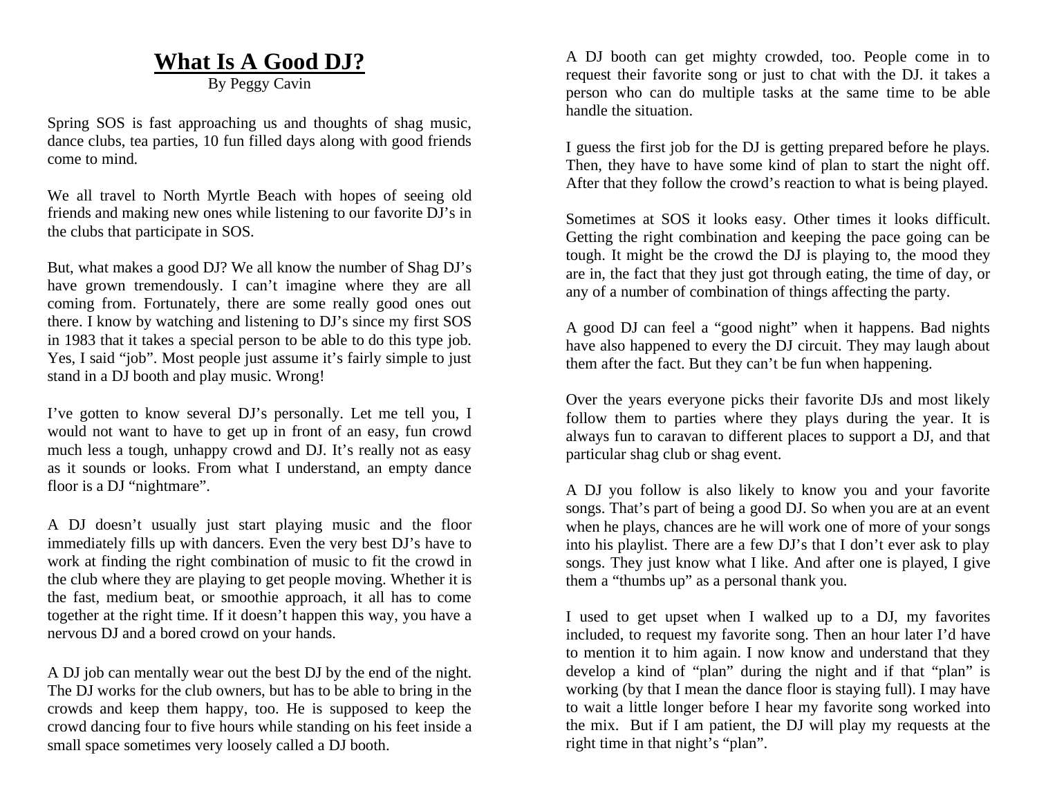# What Is A Good DJ?

By Peggy Cavin

Spring SOS is fast approaching us and thoughts of shag music, dance clubs, tea parties, 10 fun filled days along with good friends come to mind.

We all travel to North Myrtle Beach with hopes of seeing old friends and making new ones while listening to our favorite DJ's in the clubs that participate in SOS.

But, what makes a good DJ? We all know the number of Shag DJ's have grown tremendously. I can't imagine where they are all coming from. Fortunately, there are some really good ones out there. I know by watching and listening to DJ's since my first SOS in 1983 that it takes a special person to be able to do this type job. Yes, I said "job". Most people just assume it's fairly simple to just stand in a DJ booth and play music. Wrong!

I've gotten to know several DJ's personally. Let me tell you, I would not want to have to get up in front of an easy, fun crowd much less a tough, unhappy crowd and DJ. It's really not as easy as it sounds or looks. From what I understand, an empty dance floor is a DJ "nightmare".

A DJ doesn't usually just start playing music and the floor immediately fills up with dancers. Even the very best DJ's have to work at finding the right combination of music to fit the crowd in the club where they are playing to get people moving. Whether it is the fast, medium beat, or smoothie approach, it all has to come together at the right time. If it doesn't happen this way, you have a nervous DJ and a bored crowd on your hands.

A DJ job can mentally wear out the best DJ by the end of the night. The DJ works for the club owners, but has to be able to bring in the crowds and keep them happy, too. He is supposed to keep the crowd dancing four to five hours while standing on his feet inside a small space sometimes very loosely called a DJ booth.

A DJ booth can get mighty crowded, too. People come in to request their favorite song or just to chat with the DJ. it takes a person who can do multiple tasks at the same time to be able handle the situation.

I guess the first job for the DJ is getting prepared before he plays. Then, they have to have some kind of plan to start the night off. After that they follow the crowd's reaction to what is being played.

Sometimes at SOS it looks easy. Other times it looks difficult. Getting the right combination and keeping the pace going can be tough. It might be the crowd the DJ is playing to, the mood they are in, the fact that they just got through eating, the time of day, or any of a number of combination of things affecting the party.

A good DJ can feel a "good night" when it happens. Bad nights have also happened to every the DJ circuit. They may laugh about them after the fact. But they can't be fun when happening.

Over the years everyone picks their favorite DJs and most likely follow them to parties where they plays during the year. It is always fun to caravan to different places to support a DJ, and that particular shag club or shag event.

A DJ you follow is also likely to know you and your favorite songs. That's part of being a good DJ. So when you are at an event when he plays, chances are he will work one of more of your songs into his playlist. There are a few DJ's that I don't ever ask to play songs. They just know what I like. And after one is played, I give them a "thumbs up" as a personal thank you.

I used to get upset when I walked up to a DJ, my favorites included, to request my favorite song. Then an hour later I'd have to mention it to him again. I now know and understand that they develop a kind of "plan" during the night and if that "plan" is working (by that I mean the dance floor is staying full). I may have to wait a little longer before I hear my favorite song worked into the mix. But if I am patient, the DJ will play my requests at the right time in that night's "plan".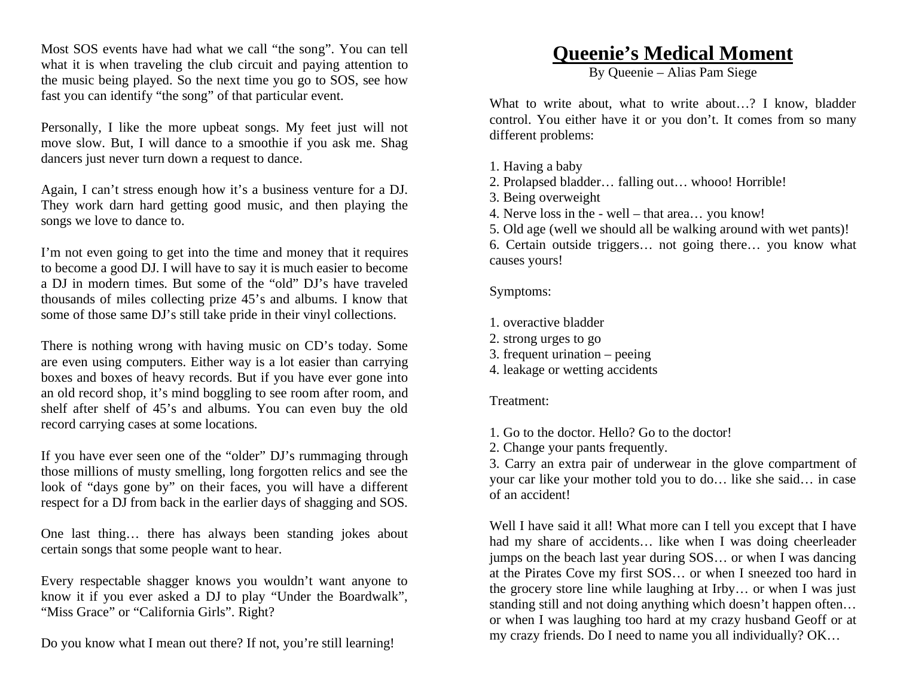Most SOS events have had what we call "the song". You can tell what it is when traveling the club circuit and paying attention to the music being played. So the next time you go to SOS, see how fast you can identify "the song" of that particular event.

Personally, I like the more upbeat songs. My feet just will not move slow. But, I will dance to a smoothie if you ask me. Shag dancers just never turn down a request to dance.

Again, I can't stress enough how it's a business venture for a DJ. They work darn hard getting good music, and then playing the songs we love to dance to.

I'm not even going to get into the time and money that it requires to become a good DJ. I will have to say it is much easier to become a DJ in modern times. But some of the "old" DJ's have traveled thousands of miles collecting prize 45's and albums. I know that some of those same DJ's still take pride in their vinyl collections.

There is nothing wrong with having music on CD's today. Some are even using computers. Either way is a lot easier than carrying boxes and boxes of heavy records. But if you have ever gone into an old record shop, it's mind boggling to see room after room, and shelf after shelf of 45's and albums. You can even buy the old record carrying cases at some locations.

If you have ever seen one of the "older" DJ's rummaging through those millions of musty smelling, long forgotten relics and see the look of "days gone by" on their faces, you will have a different respect for a DJ from back in the earlier days of shagging and SOS.

One last thing… there has always been standing jokes about certain songs that some people want to hear.

Every respectable shagger knows you wouldn't want anyone to know it if you ever asked a DJ to play "Under the Boardwalk", "Miss Grace" or "California Girls". Right?

Do you know what I mean out there? If not, you're still learning!

# Queenie's Medical Moment

By Queenie – Alias Pam Siege

What to write about, what to write about…? I know, bladder control. You either have it or you don't. It comes from so many different problems:

1. Having a baby
2. Prolapsed bladder… falling out… whooo! Horrible!
3. Being overweight
4. Nerve loss in the - well – that area… you know!
5. Old age (well we should all be walking around with wet pants)!
6. Certain outside triggers… not going there… you know what causes yours!

Symptoms:

1. overactive bladder
2. strong urges to go
3. frequent urination – peeing
4. leakage or wetting accidents

Treatment:

1. Go to the doctor. Hello? Go to the doctor!
2. Change your pants frequently.
3. Carry an extra pair of underwear in the glove compartment of your car like your mother told you to do… like she said… in case of an accident!

Well I have said it all! What more can I tell you except that I have had my share of accidents… like when I was doing cheerleader jumps on the beach last year during SOS… or when I was dancing at the Pirates Cove my first SOS… or when I sneezed too hard in the grocery store line while laughing at Irby… or when I was just standing still and not doing anything which doesn't happen often… or when I was laughing too hard at my crazy husband Geoff or at my crazy friends. Do I need to name you all individually? OK…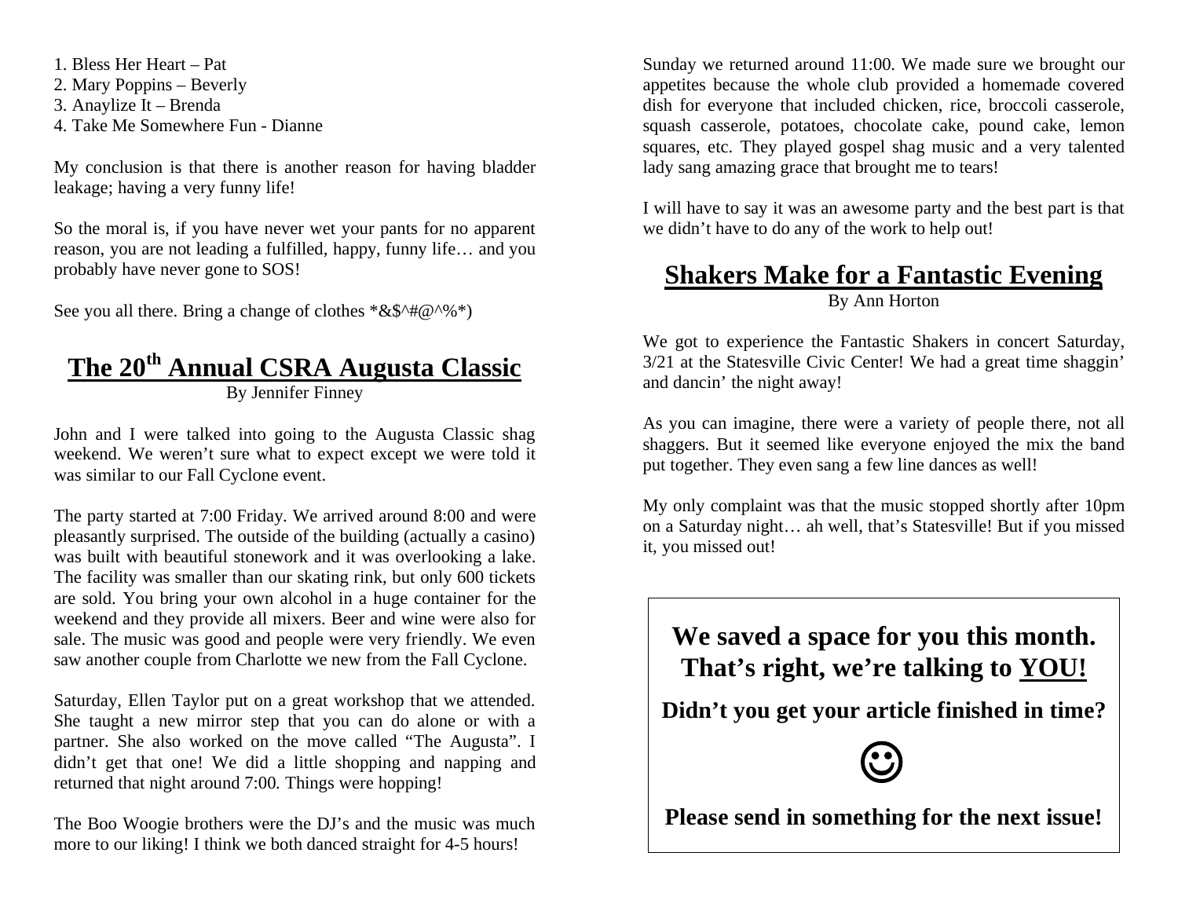1. Bless Her Heart – Pat
2. Mary Poppins – Beverly
3. Anaylize It – Brenda
4. Take Me Somewhere Fun - Dianne

My conclusion is that there is another reason for having bladder leakage; having a very funny life!

So the moral is, if you have never wet your pants for no apparent reason, you are not leading a fulfilled, happy, funny life… and you probably have never gone to SOS!

See you all there. Bring a change of clothes *&$^#@^%*)

## The 20th Annual CSRA Augusta Classic

By Jennifer Finney

John and I were talked into going to the Augusta Classic shag weekend. We weren't sure what to expect except we were told it was similar to our Fall Cyclone event.

The party started at 7:00 Friday. We arrived around 8:00 and were pleasantly surprised. The outside of the building (actually a casino) was built with beautiful stonework and it was overlooking a lake. The facility was smaller than our skating rink, but only 600 tickets are sold. You bring your own alcohol in a huge container for the weekend and they provide all mixers. Beer and wine were also for sale. The music was good and people were very friendly. We even saw another couple from Charlotte we new from the Fall Cyclone.

Saturday, Ellen Taylor put on a great workshop that we attended. She taught a new mirror step that you can do alone or with a partner. She also worked on the move called "The Augusta". I didn't get that one! We did a little shopping and napping and returned that night around 7:00. Things were hopping!

The Boo Woogie brothers were the DJ's and the music was much more to our liking! I think we both danced straight for 4-5 hours!

Sunday we returned around 11:00. We made sure we brought our appetites because the whole club provided a homemade covered dish for everyone that included chicken, rice, broccoli casserole, squash casserole, potatoes, chocolate cake, pound cake, lemon squares, etc. They played gospel shag music and a very talented lady sang amazing grace that brought me to tears!

I will have to say it was an awesome party and the best part is that we didn't have to do any of the work to help out!

## Shakers Make for a Fantastic Evening

By Ann Horton

We got to experience the Fantastic Shakers in concert Saturday, 3/21 at the Statesville Civic Center! We had a great time shaggin' and dancin' the night away!

As you can imagine, there were a variety of people there, not all shaggers. But it seemed like everyone enjoyed the mix the band put together. They even sang a few line dances as well!

My only complaint was that the music stopped shortly after 10pm on a Saturday night… ah well, that's Statesville! But if you missed it, you missed out!

**We saved a space for you this month. That's right, we're talking to <u>YOU!</u>**

**Didn't you get your article finished in time?**

☺

**Please send in something for the next issue!**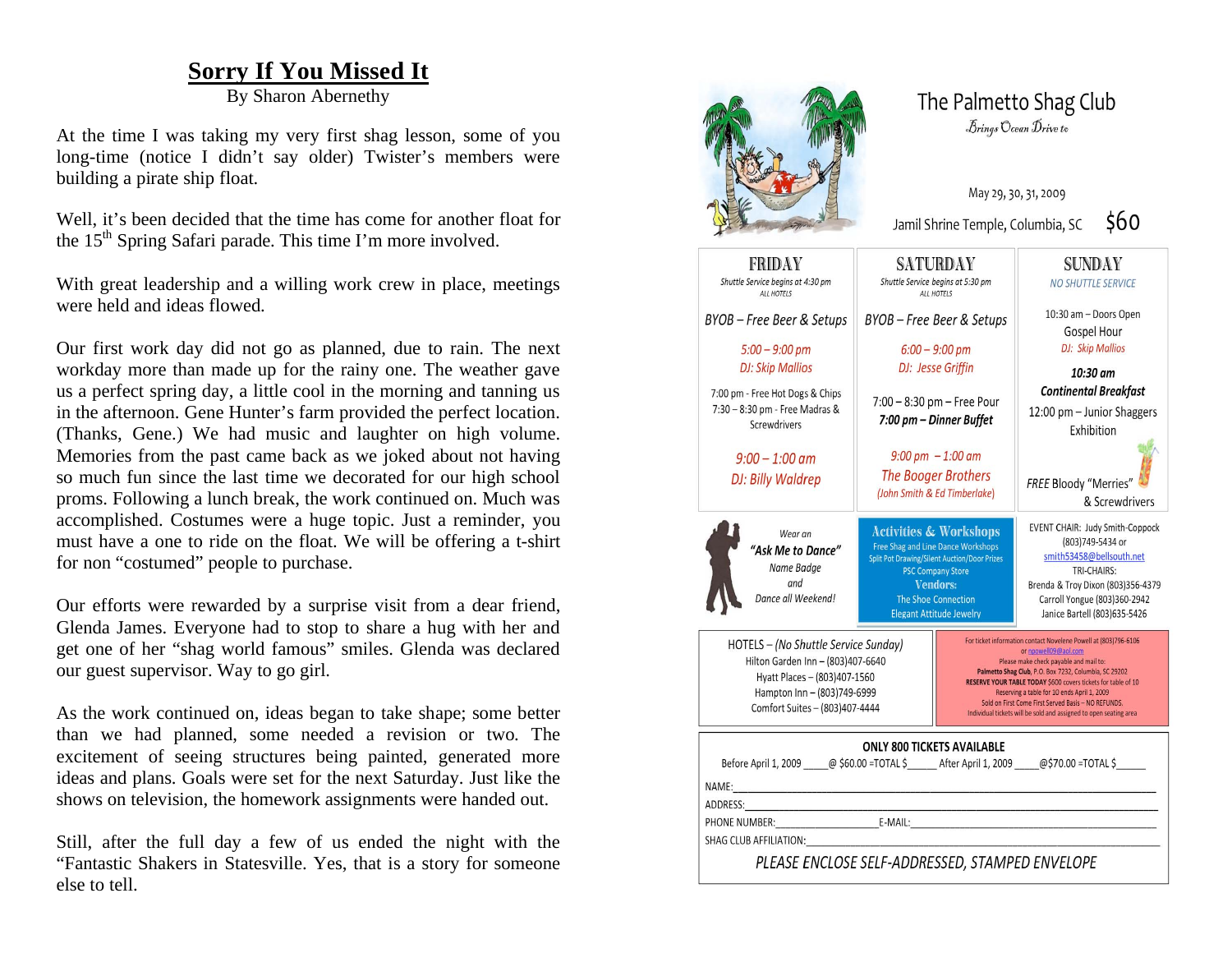# Sorry If You Missed It

By Sharon Abernethy

At the time I was taking my very first shag lesson, some of you long-time (notice I didn't say older) Twister's members were building a pirate ship float.

Well, it's been decided that the time has come for another float for the 15th Spring Safari parade. This time I'm more involved.

With great leadership and a willing work crew in place, meetings were held and ideas flowed.

Our first work day did not go as planned, due to rain. The next workday more than made up for the rainy one. The weather gave us a perfect spring day, a little cool in the morning and tanning us in the afternoon. Gene Hunter's farm provided the perfect location. (Thanks, Gene.) We had music and laughter on high volume. Memories from the past came back as we joked about not having so much fun since the last time we decorated for our high school proms. Following a lunch break, the work continued on. Much was accomplished. Costumes were a huge topic. Just a reminder, you must have a one to ride on the float. We will be offering a t-shirt for non "costumed" people to purchase.

Our efforts were rewarded by a surprise visit from a dear friend, Glenda James. Everyone had to stop to share a hug with her and get one of her "shag world famous" smiles. Glenda was declared our guest supervisor. Way to go girl.

As the work continued on, ideas began to take shape; some better than we had planned, some needed a revision or two. The excitement of seeing structures being painted, generated more ideas and plans. Goals were set for the next Saturday. Just like the shows on television, the homework assignments were handed out.

Still, after the full day a few of us ended the night with the "Fantastic Shakers in Statesville. Yes, that is a story for someone else to tell.

## The Palmetto Shag Club

*Brings Ocean Drive to*

May 29, 30, 31, 2009

Jamil Shrine Temple, Columbia, SC **$60**

| FRIDAY | SATURDAY | SUNDAY |
|---|---|---|
| *Shuttle Service begins at 4:30 pm* *ALL HOTELS* | *Shuttle Service begins at 5:30 pm* *ALL HOTELS* | *NO SHUTTLE SERVICE* |
| BYOB – Free Beer & Setups | BYOB – Free Beer & Setups | 10:30 am – Doors Open Gospel Hour *DJ: Skip Mallios* |
| *5:00 – 9:00 pm* *DJ: Skip Mallios* | *6:00 – 9:00 pm* *DJ: Jesse Griffin* | ***10:30 am*** ***Continental Breakfast*** |
| 7:00 pm - Free Hot Dogs & Chips 7:30 – 8:30 pm - Free Madras & Screwdrivers | 7:00 – 8:30 pm – Free Pour ***7:00 pm – Dinner Buffet*** | 12:00 pm – Junior Shaggers Exhibition |
| *9:00 – 1:00 am* *DJ: Billy Waldrep* | *9:00 pm – 1:00 am* *The Booger Brothers* *(John Smith & Ed Timberlake)* | *FREE* Bloody "Merries" & Screwdrivers |

*Wear an* ***"Ask Me to Dance"*** *Name Badge and Dance all Weekend!*

**Activities & Workshops**
Free Shag and Line Dance Workshops
Split Pot Drawing/Silent Auction/Door Prizes
PSC Company Store
**Vendors:**
The Shoe Connection
Elegant Attitude Jewelry

EVENT CHAIR: Judy Smith-Coppock (803)749-5434 or smith53458@bellsouth.net
TRI-CHAIRS:
Brenda & Troy Dixon (803)356-4379
Carroll Yongue (803)360-2942
Janice Bartell (803)635-5426

HOTELS – *(No Shuttle Service Sunday)*
Hilton Garden Inn – (803)407-6640
Hyatt Places – (803)407-1560
Hampton Inn – (803)749-6999
Comfort Suites – (803)407-4444

For ticket information contact Novelene Powell at (803)796-6106 or npowell09@aol.com
Please make check payable and mail to:
**Palmetto Shag Club**, P.O. Box 7232, Columbia, SC 29202
**RESERVE YOUR TABLE TODAY** $600 covers tickets for table of 10
Reserving a table for 10 ends April 1, 2009
Sold on First Come First Served Basis – NO REFUNDS.
Individual tickets will be sold and assigned to open seating area

**ONLY 800 TICKETS AVAILABLE**

Before April 1, 2009 ____@ $60.00 =TOTAL $_____ After April 1, 2009 ____@$70.00 =TOTAL $_____

NAME:______________________________

ADDRESS:______________________________

PHONE NUMBER:__________________ E-MAIL:______________________________

SHAG CLUB AFFILIATION:______________________________

*PLEASE ENCLOSE SELF-ADDRESSED, STAMPED ENVELOPE*